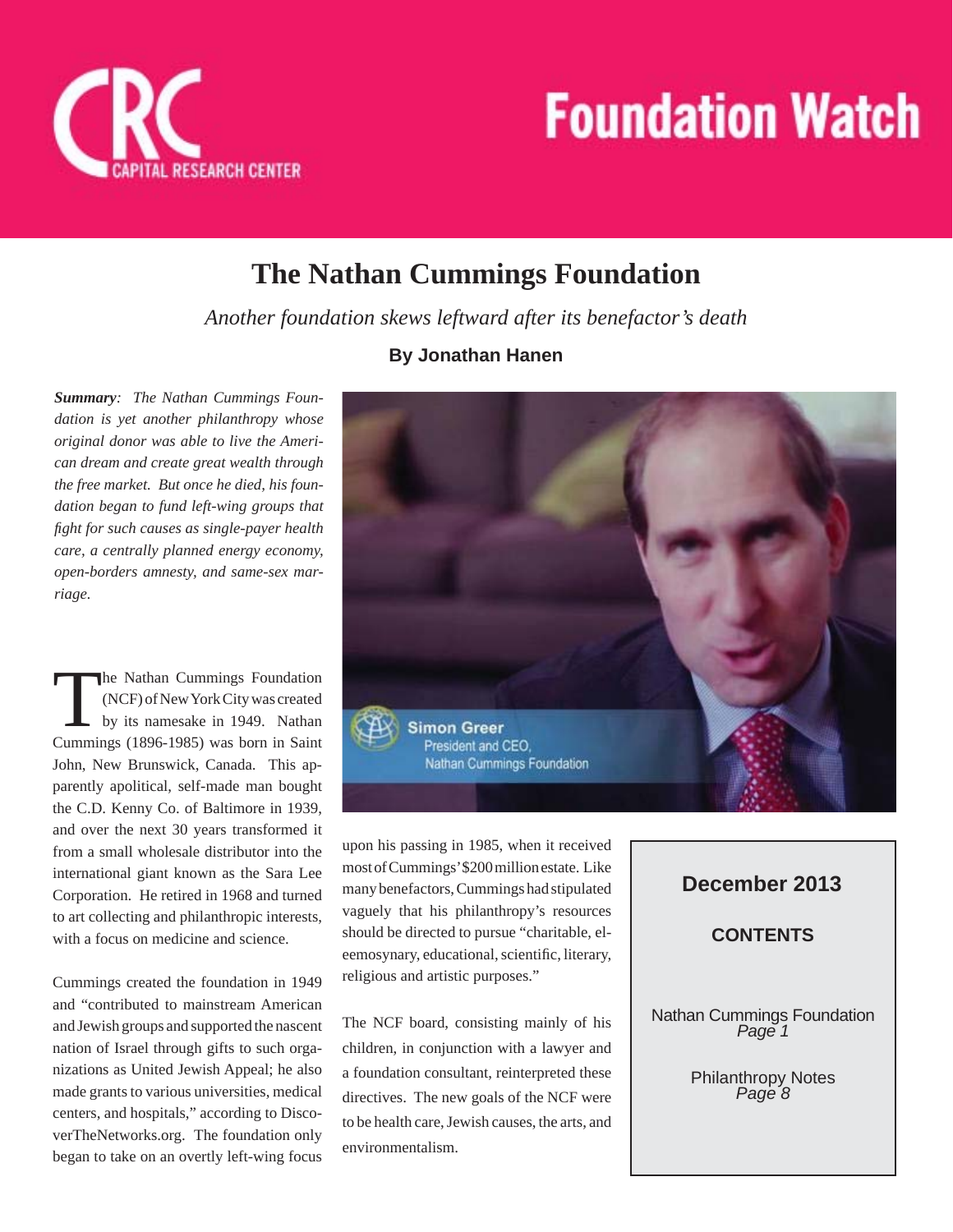# Foundation Watch

CRC CAPITAL RESEARCH CENTER

## The Nathan Cummings Foundation

*Another foundation skews leftward after its benefactor's death*

**By Jonathan Hanen**

***Summary**: The Nathan Cummings Foundation is yet another philanthropy whose original donor was able to live the American dream and create great wealth through the free market. But once he died, his foundation began to fund left-wing groups that fight for such causes as single-payer health care, a centrally planned energy economy, open-borders amnesty, and same-sex marriage.*

Simon Greer
President and CEO,
Nathan Cummings Foundation

The Nathan Cummings Foundation (NCF) of New York City was created by its namesake in 1949. Nathan Cummings (1896-1985) was born in Saint John, New Brunswick, Canada. This apparently apolitical, self-made man bought the C.D. Kenny Co. of Baltimore in 1939, and over the next 30 years transformed it from a small wholesale distributor into the international giant known as the Sara Lee Corporation. He retired in 1968 and turned to art collecting and philanthropic interests, with a focus on medicine and science.

Cummings created the foundation in 1949 and "contributed to mainstream American and Jewish groups and supported the nascent nation of Israel through gifts to such organizations as United Jewish Appeal; he also made grants to various universities, medical centers, and hospitals," according to DiscoverTheNetworks.org. The foundation only began to take on an overtly left-wing focus upon his passing in 1985, when it received most of Cummings' $200 million estate. Like many benefactors, Cummings had stipulated vaguely that his philanthropy's resources should be directed to pursue "charitable, eleemosynary, educational, scientific, literary, religious and artistic purposes."

The NCF board, consisting mainly of his children, in conjunction with a lawyer and a foundation consultant, reinterpreted these directives. The new goals of the NCF were to be health care, Jewish causes, the arts, and environmentalism.

**December 2013**

**CONTENTS**

Nathan Cummings Foundation
*Page 1*

Philanthropy Notes
*Page 8*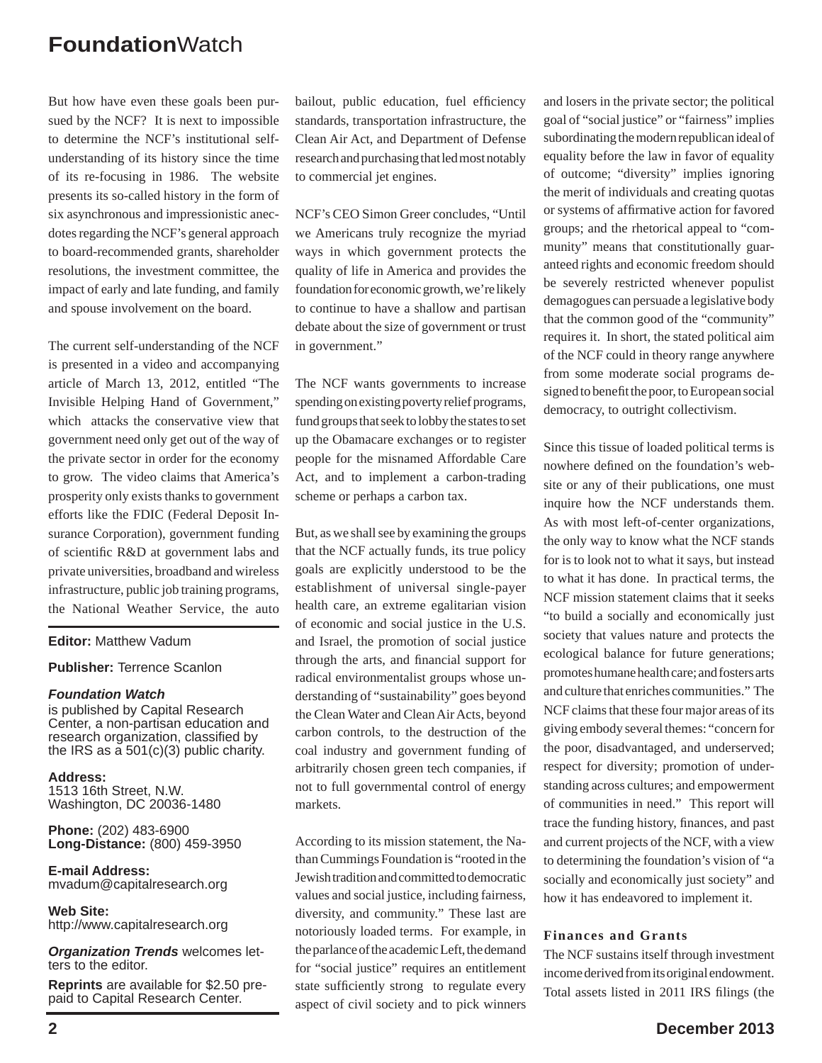But how have even these goals been pursued by the NCF? It is next to impossible to determine the NCF's institutional self-understanding of its history since the time of its re-focusing in 1986. The website presents its so-called history in the form of six asynchronous and impressionistic anecdotes regarding the NCF's general approach to board-recommended grants, shareholder resolutions, the investment committee, the impact of early and late funding, and family and spouse involvement on the board.

The current self-understanding of the NCF is presented in a video and accompanying article of March 13, 2012, entitled "The Invisible Helping Hand of Government," which attacks the conservative view that government need only get out of the way of the private sector in order for the economy to grow. The video claims that America's prosperity only exists thanks to government efforts like the FDIC (Federal Deposit Insurance Corporation), government funding of scientific R&D at government labs and private universities, broadband and wireless infrastructure, public job training programs, the National Weather Service, the auto bailout, public education, fuel efficiency standards, transportation infrastructure, the Clean Air Act, and Department of Defense research and purchasing that led most notably to commercial jet engines.

NCF's CEO Simon Greer concludes, "Until we Americans truly recognize the myriad ways in which government protects the quality of life in America and provides the foundation for economic growth, we're likely to continue to have a shallow and partisan debate about the size of government or trust in government."

The NCF wants governments to increase spending on existing poverty relief programs, fund groups that seek to lobby the states to set up the Obamacare exchanges or to register people for the misnamed Affordable Care Act, and to implement a carbon-trading scheme or perhaps a carbon tax.

But, as we shall see by examining the groups that the NCF actually funds, its true policy goals are explicitly understood to be the establishment of universal single-payer health care, an extreme egalitarian vision of economic and social justice in the U.S. and Israel, the promotion of social justice through the arts, and financial support for radical environmentalist groups whose understanding of "sustainability" goes beyond the Clean Water and Clean Air Acts, beyond carbon controls, to the destruction of the coal industry and government funding of arbitrarily chosen green tech companies, if not to full governmental control of energy markets.

According to its mission statement, the Nathan Cummings Foundation is "rooted in the Jewish tradition and committed to democratic values and social justice, including fairness, diversity, and community." These last are notoriously loaded terms. For example, in the parlance of the academic Left, the demand for "social justice" requires an entitlement state sufficiently strong to regulate every aspect of civil society and to pick winners and losers in the private sector; the political goal of "social justice" or "fairness" implies subordinating the modern republican ideal of equality before the law in favor of equality of outcome; "diversity" implies ignoring the merit of individuals and creating quotas or systems of affirmative action for favored groups; and the rhetorical appeal to "community" means that constitutionally guaranteed rights and economic freedom should be severely restricted whenever populist demagogues can persuade a legislative body that the common good of the "community" requires it. In short, the stated political aim of the NCF could in theory range anywhere from some moderate social programs designed to benefit the poor, to European social democracy, to outright collectivism.

Since this tissue of loaded political terms is nowhere defined on the foundation's website or any of their publications, one must inquire how the NCF understands them. As with most left-of-center organizations, the only way to know what the NCF stands for is to look not to what it says, but instead to what it has done. In practical terms, the NCF mission statement claims that it seeks "to build a socially and economically just society that values nature and protects the ecological balance for future generations; promotes humane health care; and fosters arts and culture that enriches communities." The NCF claims that these four major areas of its giving embody several themes: "concern for the poor, disadvantaged, and underserved; respect for diversity; promotion of understanding across cultures; and empowerment of communities in need." This report will trace the funding history, finances, and past and current projects of the NCF, with a view to determining the foundation's vision of "a socially and economically just society" and how it has endeavored to implement it.

### Finances and Grants

The NCF sustains itself through investment income derived from its original endowment. Total assets listed in 2011 IRS filings (the

---

**Editor:** Matthew Vadum

**Publisher:** Terrence Scanlon

***Foundation Watch***
is published by Capital Research Center, a non-partisan education and research organization, classified by the IRS as a 501(c)(3) public charity.

**Address:**
1513 16th Street, N.W.
Washington, DC 20036-1480

**Phone:** (202) 483-6900
**Long-Distance:** (800) 459-3950

**E-mail Address:**
mvadum@capitalresearch.org

**Web Site:**
http://www.capitalresearch.org

***Organization Trends*** welcomes letters to the editor.

**Reprints** are available for $2.50 prepaid to Capital Research Center.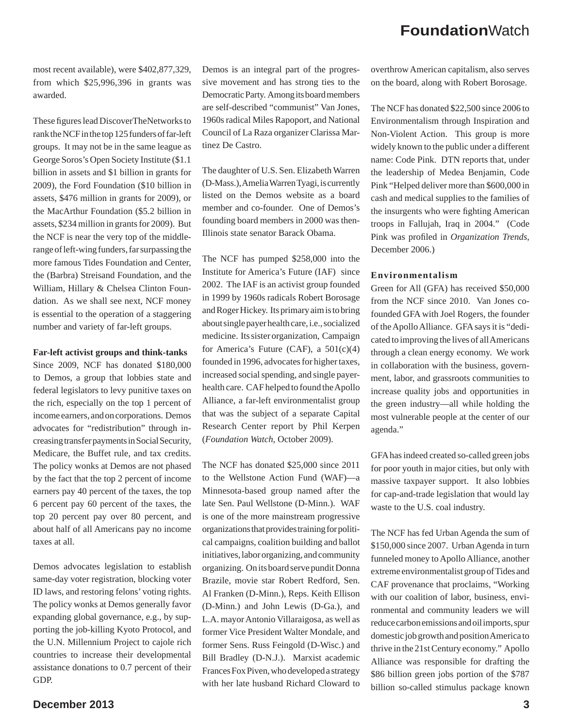most recent available), were $402,877,329, from which $25,996,396 in grants was awarded.

These figures lead DiscoverTheNetworks to rank the NCF in the top 125 funders of far-left groups. It may not be in the same league as George Soros's Open Society Institute ($1.1 billion in assets and $1 billion in grants for 2009), the Ford Foundation ($10 billion in assets, $476 million in grants for 2009), or the MacArthur Foundation ($5.2 billion in assets, $234 million in grants for 2009). But the NCF is near the very top of the middle-range of left-wing funders, far surpassing the more famous Tides Foundation and Center, the (Barbra) Streisand Foundation, and the William, Hillary & Chelsea Clinton Foundation. As we shall see next, NCF money is essential to the operation of a staggering number and variety of far-left groups.

**Far-left activist groups and think-tanks**

Since 2009, NCF has donated $180,000 to Demos, a group that lobbies state and federal legislators to levy punitive taxes on the rich, especially on the top 1 percent of income earners, and on corporations. Demos advocates for "redistribution" through increasing transfer payments in Social Security, Medicare, the Buffet rule, and tax credits. The policy wonks at Demos are not phased by the fact that the top 2 percent of income earners pay 40 percent of the taxes, the top 6 percent pay 60 percent of the taxes, the top 20 percent pay over 80 percent, and about half of all Americans pay no income taxes at all.

Demos advocates legislation to establish same-day voter registration, blocking voter ID laws, and restoring felons' voting rights. The policy wonks at Demos generally favor expanding global governance, e.g., by supporting the job-killing Kyoto Protocol, and the U.N. Millennium Project to cajole rich countries to increase their developmental assistance donations to 0.7 percent of their GDP.

Demos is an integral part of the progressive movement and has strong ties to the Democratic Party. Among its board members are self-described "communist" Van Jones, 1960s radical Miles Rapoport, and National Council of La Raza organizer Clarissa Martinez De Castro.

The daughter of U.S. Sen. Elizabeth Warren (D-Mass.), Amelia Warren Tyagi, is currently listed on the Demos website as a board member and co-founder. One of Demos's founding board members in 2000 was then-Illinois state senator Barack Obama.

The NCF has pumped $258,000 into the Institute for America's Future (IAF) since 2002. The IAF is an activist group founded in 1999 by 1960s radicals Robert Borosage and Roger Hickey. Its primary aim is to bring about single payer health care, i.e., socialized medicine. Its sister organization, Campaign for America's Future (CAF), a 501(c)(4) founded in 1996, advocates for higher taxes, increased social spending, and single payer-health care. CAF helped to found the Apollo Alliance, a far-left environmentalist group that was the subject of a separate Capital Research Center report by Phil Kerpen (*Foundation Watch*, October 2009).

The NCF has donated $25,000 since 2011 to the Wellstone Action Fund (WAF)—a Minnesota-based group named after the late Sen. Paul Wellstone (D-Minn.). WAF is one of the more mainstream progressive organizations that provides training for political campaigns, coalition building and ballot initiatives, labor organizing, and community organizing. On its board serve pundit Donna Brazile, movie star Robert Redford, Sen. Al Franken (D-Minn.), Reps. Keith Ellison (D-Minn.) and John Lewis (D-Ga.), and L.A. mayor Antonio Villaraigosa, as well as former Vice President Walter Mondale, and former Sens. Russ Feingold (D-Wisc.) and Bill Bradley (D-N.J.). Marxist academic Frances Fox Piven, who developed a strategy with her late husband Richard Cloward to overthrow American capitalism, also serves on the board, along with Robert Borosage.

The NCF has donated $22,500 since 2006 to Environmentalism through Inspiration and Non-Violent Action. This group is more widely known to the public under a different name: Code Pink. DTN reports that, under the leadership of Medea Benjamin, Code Pink "Helped deliver more than $600,000 in cash and medical supplies to the families of the insurgents who were fighting American troops in Fallujah, Iraq in 2004." (Code Pink was profiled in *Organization Trends*, December 2006.)

**Environmentalism**

Green for All (GFA) has received $50,000 from the NCF since 2010. Van Jones co-founded GFA with Joel Rogers, the founder of the Apollo Alliance. GFA says it is "dedicated to improving the lives of all Americans through a clean energy economy. We work in collaboration with the business, government, labor, and grassroots communities to increase quality jobs and opportunities in the green industry—all while holding the most vulnerable people at the center of our agenda."

GFA has indeed created so-called green jobs for poor youth in major cities, but only with massive taxpayer support. It also lobbies for cap-and-trade legislation that would lay waste to the U.S. coal industry.

The NCF has fed Urban Agenda the sum of $150,000 since 2007. Urban Agenda in turn funneled money to Apollo Alliance, another extreme environmentalist group of Tides and CAF provenance that proclaims, "Working with our coalition of labor, business, environmental and community leaders we will reduce carbon emissions and oil imports, spur domestic job growth and position America to thrive in the 21st Century economy." Apollo Alliance was responsible for drafting the $86 billion green jobs portion of the $787 billion so-called stimulus package known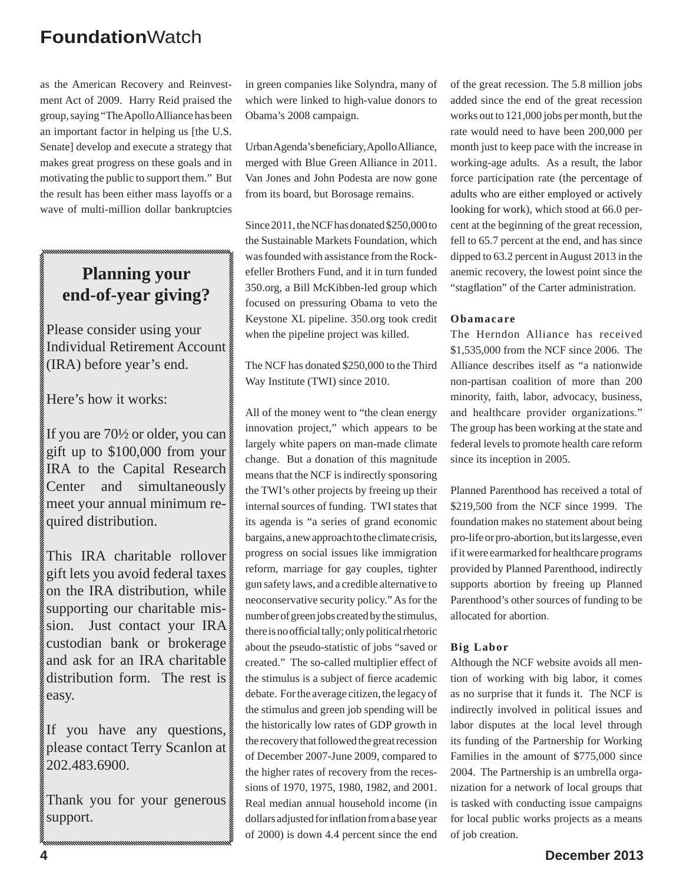as the American Recovery and Reinvestment Act of 2009. Harry Reid praised the group, saying "The Apollo Alliance has been an important factor in helping us [the U.S. Senate] develop and execute a strategy that makes great progress on these goals and in motivating the public to support them." But the result has been either mass layoffs or a wave of multi-million dollar bankruptcies in green companies like Solyndra, many of which were linked to high-value donors to Obama's 2008 campaign.

Urban Agenda's beneficiary, Apollo Alliance, merged with Blue Green Alliance in 2011. Van Jones and John Podesta are now gone from its board, but Borosage remains.

Since 2011, the NCF has donated $250,000 to the Sustainable Markets Foundation, which was founded with assistance from the Rockefeller Brothers Fund, and it in turn funded 350.org, a Bill McKibben-led group which focused on pressuring Obama to veto the Keystone XL pipeline. 350.org took credit when the pipeline project was killed.

The NCF has donated $250,000 to the Third Way Institute (TWI) since 2010.

All of the money went to "the clean energy innovation project," which appears to be largely white papers on man-made climate change. But a donation of this magnitude means that the NCF is indirectly sponsoring the TWI's other projects by freeing up their internal sources of funding. TWI states that its agenda is "a series of grand economic bargains, a new approach to the climate crisis, progress on social issues like immigration reform, marriage for gay couples, tighter gun safety laws, and a credible alternative to neoconservative security policy." As for the number of green jobs created by the stimulus, there is no official tally; only political rhetoric about the pseudo-statistic of jobs "saved or created." The so-called multiplier effect of the stimulus is a subject of fierce academic debate. For the average citizen, the legacy of the stimulus and green job spending will be the historically low rates of GDP growth in the recovery that followed the great recession of December 2007-June 2009, compared to the higher rates of recovery from the recessions of 1970, 1975, 1980, 1982, and 2001. Real median annual household income (in dollars adjusted for inflation from a base year of 2000) is down 4.4 percent since the end of the great recession. The 5.8 million jobs added since the end of the great recession works out to 121,000 jobs per month, but the rate would need to have been 200,000 per month just to keep pace with the increase in working-age adults. As a result, the labor force participation rate (the percentage of adults who are either employed or actively looking for work), which stood at 66.0 percent at the beginning of the great recession, fell to 65.7 percent at the end, and has since dipped to 63.2 percent in August 2013 in the anemic recovery, the lowest point since the "stagflation" of the Carter administration.

**Obamacare**

The Herndon Alliance has received $1,535,000 from the NCF since 2006. The Alliance describes itself as "a nationwide non-partisan coalition of more than 200 minority, faith, labor, advocacy, business, and healthcare provider organizations." The group has been working at the state and federal levels to promote health care reform since its inception in 2005.

Planned Parenthood has received a total of $219,500 from the NCF since 1999. The foundation makes no statement about being pro-life or pro-abortion, but its largesse, even if it were earmarked for healthcare programs provided by Planned Parenthood, indirectly supports abortion by freeing up Planned Parenthood's other sources of funding to be allocated for abortion.

**Big Labor**

Although the NCF website avoids all mention of working with big labor, it comes as no surprise that it funds it. The NCF is indirectly involved in political issues and labor disputes at the local level through its funding of the Partnership for Working Families in the amount of $775,000 since 2004. The Partnership is an umbrella organization for a network of local groups that is tasked with conducting issue campaigns for local public works projects as a means of job creation.

---

## Planning your end-of-year giving?

Please consider using your Individual Retirement Account (IRA) before year's end.

Here's how it works:

If you are 70½ or older, you can gift up to $100,000 from your IRA to the Capital Research Center and simultaneously meet your annual minimum required distribution.

This IRA charitable rollover gift lets you avoid federal taxes on the IRA distribution, while supporting our charitable mission. Just contact your IRA custodian bank or brokerage and ask for an IRA charitable distribution form. The rest is easy.

If you have any questions, please contact Terry Scanlon at 202.483.6900.

Thank you for your generous support.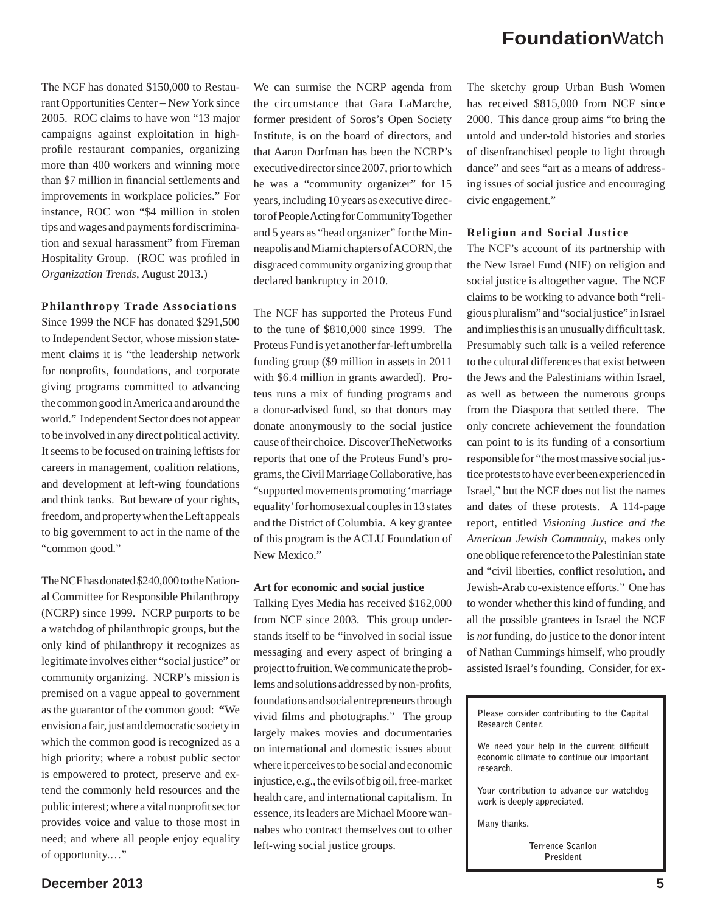The NCF has donated $150,000 to Restaurant Opportunities Center – New York since 2005. ROC claims to have won "13 major campaigns against exploitation in high-profile restaurant companies, organizing more than 400 workers and winning more than $7 million in financial settlements and improvements in workplace policies." For instance, ROC won "$4 million in stolen tips and wages and payments for discrimination and sexual harassment" from Fireman Hospitality Group. (ROC was profiled in *Organization Trends*, August 2013.)

**Philanthropy Trade Associations**

Since 1999 the NCF has donated $291,500 to Independent Sector, whose mission statement claims it is "the leadership network for nonprofits, foundations, and corporate giving programs committed to advancing the common good in America and around the world." Independent Sector does not appear to be involved in any direct political activity. It seems to be focused on training leftists for careers in management, coalition relations, and development at left-wing foundations and think tanks. But beware of your rights, freedom, and property when the Left appeals to big government to act in the name of the "common good."

The NCF has donated $240,000 to the National Committee for Responsible Philanthropy (NCRP) since 1999. NCRP purports to be a watchdog of philanthropic groups, but the only kind of philanthropy it recognizes as legitimate involves either "social justice" or community organizing. NCRP's mission is premised on a vague appeal to government as the guarantor of the common good: "We envision a fair, just and democratic society in which the common good is recognized as a high priority; where a robust public sector is empowered to protect, preserve and extend the commonly held resources and the public interest; where a vital nonprofit sector provides voice and value to those most in need; and where all people enjoy equality of opportunity.…"

We can surmise the NCRP agenda from the circumstance that Gara LaMarche, former president of Soros's Open Society Institute, is on the board of directors, and that Aaron Dorfman has been the NCRP's executive director since 2007, prior to which he was a "community organizer" for 15 years, including 10 years as executive director of People Acting for Community Together and 5 years as "head organizer" for the Minneapolis and Miami chapters of ACORN, the disgraced community organizing group that declared bankruptcy in 2010.

The NCF has supported the Proteus Fund to the tune of $810,000 since 1999. The Proteus Fund is yet another far-left umbrella funding group ($9 million in assets in 2011 with $6.4 million in grants awarded). Proteus runs a mix of funding programs and a donor-advised fund, so that donors may donate anonymously to the social justice cause of their choice. DiscoverTheNetworks reports that one of the Proteus Fund's programs, the Civil Marriage Collaborative, has "supported movements promoting 'marriage equality' for homosexual couples in 13 states and the District of Columbia. A key grantee of this program is the ACLU Foundation of New Mexico."

**Art for economic and social justice**

Talking Eyes Media has received $162,000 from NCF since 2003. This group understands itself to be "involved in social issue messaging and every aspect of bringing a project to fruition. We communicate the problems and solutions addressed by non-profits, foundations and social entrepreneurs through vivid films and photographs." The group largely makes movies and documentaries on international and domestic issues about where it perceives to be social and economic injustice, e.g., the evils of big oil, free-market health care, and international capitalism. In essence, its leaders are Michael Moore wannabes who contract themselves out to other left-wing social justice groups.

The sketchy group Urban Bush Women has received $815,000 from NCF since 2000. This dance group aims "to bring the untold and under-told histories and stories of disenfranchised people to light through dance" and sees "art as a means of addressing issues of social justice and encouraging civic engagement."

**Religion and Social Justice**

The NCF's account of its partnership with the New Israel Fund (NIF) on religion and social justice is altogether vague. The NCF claims to be working to advance both "religious pluralism" and "social justice" in Israel and implies this is an unusually difficult task. Presumably such talk is a veiled reference to the cultural differences that exist between the Jews and the Palestinians within Israel, as well as between the numerous groups from the Diaspora that settled there. The only concrete achievement the foundation can point to is its funding of a consortium responsible for "the most massive social justice protests to have ever been experienced in Israel," but the NCF does not list the names and dates of these protests. A 114-page report, entitled *Visioning Justice and the American Jewish Community*, makes only one oblique reference to the Palestinian state and "civil liberties, conflict resolution, and Jewish-Arab co-existence efforts." One has to wonder whether this kind of funding, and all the possible grantees in Israel the NCF is *not* funding, do justice to the donor intent of Nathan Cummings himself, who proudly assisted Israel's founding. Consider, for ex-

> **Please consider contributing to the Capital Research Center.**
>
> **We need your help in the current difficult economic climate to continue our important research.**
>
> **Your contribution to advance our watchdog work is deeply appreciated.**
>
> **Many thanks.**
>
> **Terrence Scanlon**
> **President**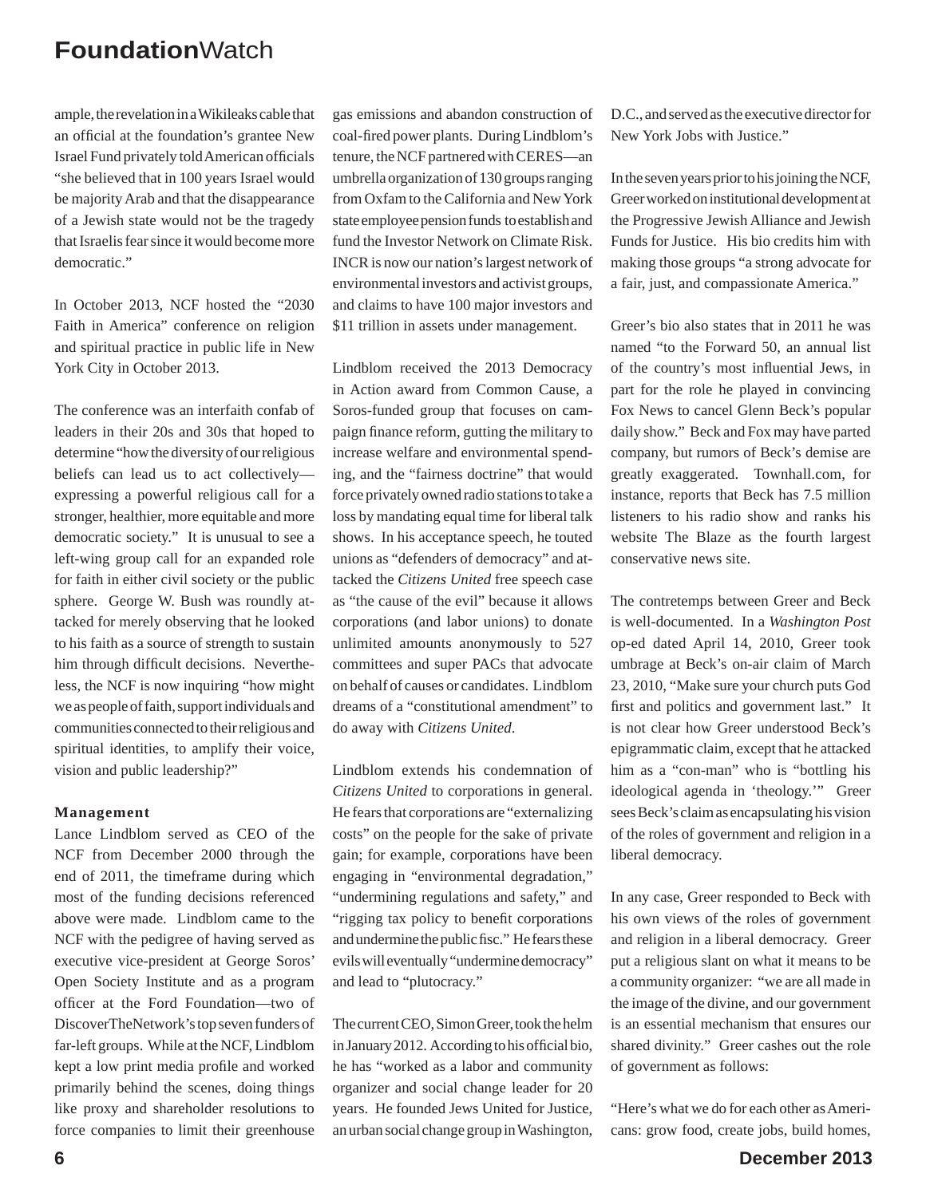ample, the revelation in a Wikileaks cable that an official at the foundation's grantee New Israel Fund privately told American officials "she believed that in 100 years Israel would be majority Arab and that the disappearance of a Jewish state would not be the tragedy that Israelis fear since it would become more democratic."

In October 2013, NCF hosted the "2030 Faith in America" conference on religion and spiritual practice in public life in New York City in October 2013.

The conference was an interfaith confab of leaders in their 20s and 30s that hoped to determine "how the diversity of our religious beliefs can lead us to act collectively—expressing a powerful religious call for a stronger, healthier, more equitable and more democratic society." It is unusual to see a left-wing group call for an expanded role for faith in either civil society or the public sphere. George W. Bush was roundly attacked for merely observing that he looked to his faith as a source of strength to sustain him through difficult decisions. Nevertheless, the NCF is now inquiring "how might we as people of faith, support individuals and communities connected to their religious and spiritual identities, to amplify their voice, vision and public leadership?"

**Management**

Lance Lindblom served as CEO of the NCF from December 2000 through the end of 2011, the timeframe during which most of the funding decisions referenced above were made. Lindblom came to the NCF with the pedigree of having served as executive vice-president at George Soros' Open Society Institute and as a program officer at the Ford Foundation—two of DiscoverTheNetwork's top seven funders of far-left groups. While at the NCF, Lindblom kept a low print media profile and worked primarily behind the scenes, doing things like proxy and shareholder resolutions to force companies to limit their greenhouse gas emissions and abandon construction of coal-fired power plants. During Lindblom's tenure, the NCF partnered with CERES—an umbrella organization of 130 groups ranging from Oxfam to the California and New York state employee pension funds to establish and fund the Investor Network on Climate Risk. INCR is now our nation's largest network of environmental investors and activist groups, and claims to have 100 major investors and $11 trillion in assets under management.

Lindblom received the 2013 Democracy in Action award from Common Cause, a Soros-funded group that focuses on campaign finance reform, gutting the military to increase welfare and environmental spending, and the "fairness doctrine" that would force privately owned radio stations to take a loss by mandating equal time for liberal talk shows. In his acceptance speech, he touted unions as "defenders of democracy" and attacked the *Citizens United* free speech case as "the cause of the evil" because it allows corporations (and labor unions) to donate unlimited amounts anonymously to 527 committees and super PACs that advocate on behalf of causes or candidates. Lindblom dreams of a "constitutional amendment" to do away with *Citizens United*.

Lindblom extends his condemnation of *Citizens United* to corporations in general. He fears that corporations are "externalizing costs" on the people for the sake of private gain; for example, corporations have been engaging in "environmental degradation," "undermining regulations and safety," and "rigging tax policy to benefit corporations and undermine the public fisc." He fears these evils will eventually "undermine democracy" and lead to "plutocracy."

The current CEO, Simon Greer, took the helm in January 2012. According to his official bio, he has "worked as a labor and community organizer and social change leader for 20 years. He founded Jews United for Justice, an urban social change group in Washington, D.C., and served as the executive director for New York Jobs with Justice."

In the seven years prior to his joining the NCF, Greer worked on institutional development at the Progressive Jewish Alliance and Jewish Funds for Justice. His bio credits him with making those groups "a strong advocate for a fair, just, and compassionate America."

Greer's bio also states that in 2011 he was named "to the Forward 50, an annual list of the country's most influential Jews, in part for the role he played in convincing Fox News to cancel Glenn Beck's popular daily show." Beck and Fox may have parted company, but rumors of Beck's demise are greatly exaggerated. Townhall.com, for instance, reports that Beck has 7.5 million listeners to his radio show and ranks his website The Blaze as the fourth largest conservative news site.

The contretemps between Greer and Beck is well-documented. In a *Washington Post* op-ed dated April 14, 2010, Greer took umbrage at Beck's on-air claim of March 23, 2010, "Make sure your church puts God first and politics and government last." It is not clear how Greer understood Beck's epigrammatic claim, except that he attacked him as a "con-man" who is "bottling his ideological agenda in 'theology.'" Greer sees Beck's claim as encapsulating his vision of the roles of government and religion in a liberal democracy.

In any case, Greer responded to Beck with his own views of the roles of government and religion in a liberal democracy. Greer put a religious slant on what it means to be a community organizer: "we are all made in the image of the divine, and our government is an essential mechanism that ensures our shared divinity." Greer cashes out the role of government as follows:

"Here's what we do for each other as Americans: grow food, create jobs, build homes,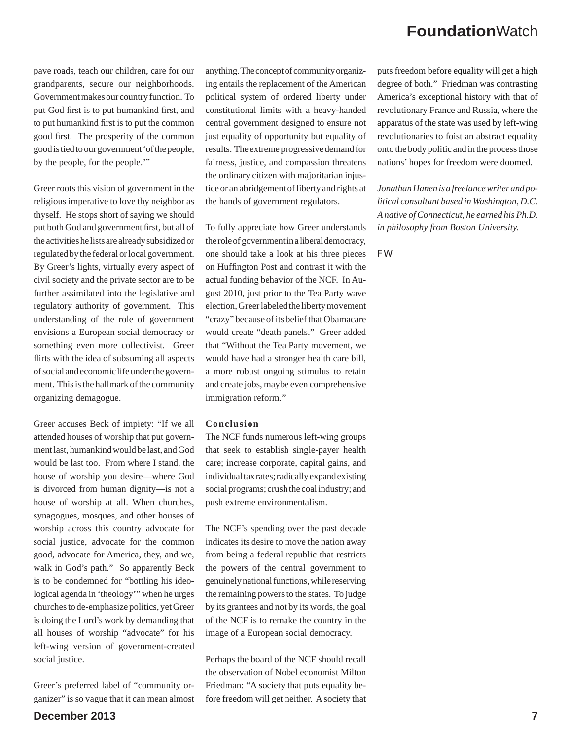pave roads, teach our children, care for our grandparents, secure our neighborhoods. Government makes our country function. To put God first is to put humankind first, and to put humankind first is to put the common good first. The prosperity of the common good is tied to our government 'of the people, by the people, for the people.'"

Greer roots this vision of government in the religious imperative to love thy neighbor as thyself. He stops short of saying we should put both God and government first, but all of the activities he lists are already subsidized or regulated by the federal or local government. By Greer's lights, virtually every aspect of civil society and the private sector are to be further assimilated into the legislative and regulatory authority of government. This understanding of the role of government envisions a European social democracy or something even more collectivist. Greer flirts with the idea of subsuming all aspects of social and economic life under the government. This is the hallmark of the community organizing demagogue.

Greer accuses Beck of impiety: "If we all attended houses of worship that put government last, humankind would be last, and God would be last too. From where I stand, the house of worship you desire—where God is divorced from human dignity—is not a house of worship at all. When churches, synagogues, mosques, and other houses of worship across this country advocate for social justice, advocate for the common good, advocate for America, they, and we, walk in God's path." So apparently Beck is to be condemned for "bottling his ideological agenda in 'theology'" when he urges churches to de-emphasize politics, yet Greer is doing the Lord's work by demanding that all houses of worship "advocate" for his left-wing version of government-created social justice.

Greer's preferred label of "community organizer" is so vague that it can mean almost anything. The concept of community organizing entails the replacement of the American political system of ordered liberty under constitutional limits with a heavy-handed central government designed to ensure not just equality of opportunity but equality of results. The extreme progressive demand for fairness, justice, and compassion threatens the ordinary citizen with majoritarian injustice or an abridgement of liberty and rights at the hands of government regulators.

To fully appreciate how Greer understands the role of government in a liberal democracy, one should take a look at his three pieces on Huffington Post and contrast it with the actual funding behavior of the NCF. In August 2010, just prior to the Tea Party wave election, Greer labeled the liberty movement "crazy" because of its belief that Obamacare would create "death panels." Greer added that "Without the Tea Party movement, we would have had a stronger health care bill, a more robust ongoing stimulus to retain and create jobs, maybe even comprehensive immigration reform."

**Conclusion**

The NCF funds numerous left-wing groups that seek to establish single-payer health care; increase corporate, capital gains, and individual tax rates; radically expand existing social programs; crush the coal industry; and push extreme environmentalism.

The NCF's spending over the past decade indicates its desire to move the nation away from being a federal republic that restricts the powers of the central government to genuinely national functions, while reserving the remaining powers to the states. To judge by its grantees and not by its words, the goal of the NCF is to remake the country in the image of a European social democracy.

Perhaps the board of the NCF should recall the observation of Nobel economist Milton Friedman: "A society that puts equality before freedom will get neither. A society that puts freedom before equality will get a high degree of both." Friedman was contrasting America's exceptional history with that of revolutionary France and Russia, where the apparatus of the state was used by left-wing revolutionaries to foist an abstract equality onto the body politic and in the process those nations' hopes for freedom were doomed.

*Jonathan Hanen is a freelance writer and political consultant based in Washington, D.C. A native of Connecticut, he earned his Ph.D. in philosophy from Boston University.*

FW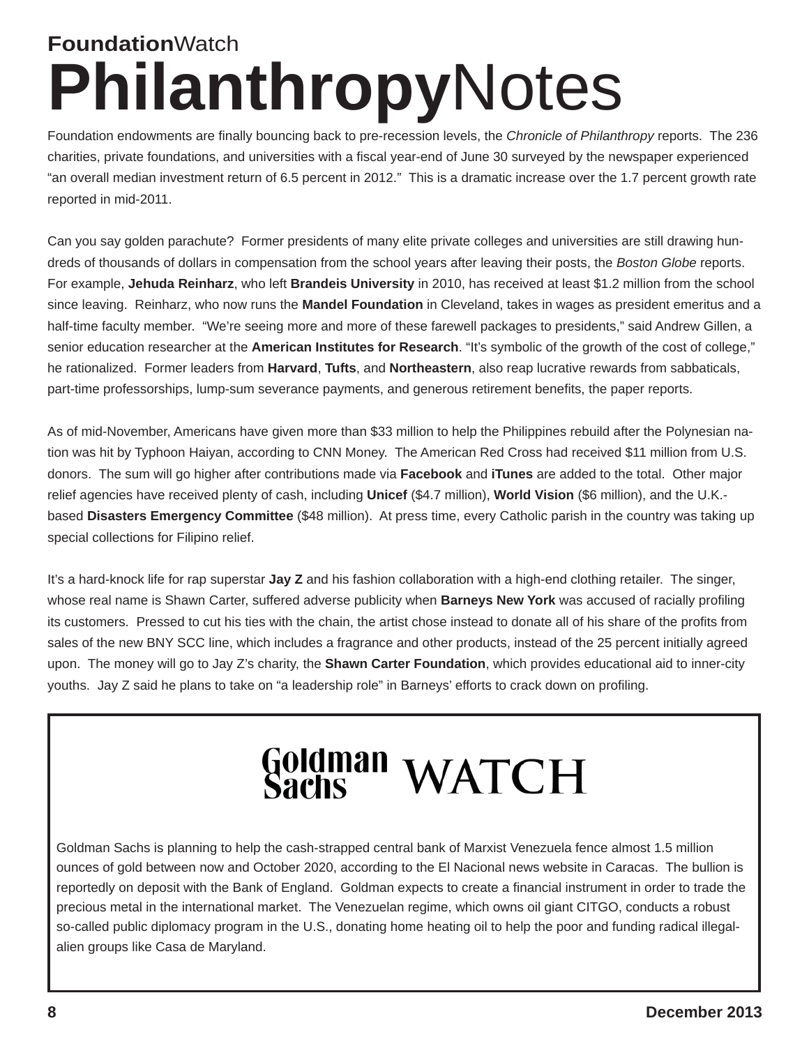**Foundation**Watch

# **Philanthropy**Notes

Foundation endowments are finally bouncing back to pre-recession levels, the *Chronicle of Philanthropy* reports. The 236 charities, private foundations, and universities with a fiscal year-end of June 30 surveyed by the newspaper experienced "an overall median investment return of 6.5 percent in 2012." This is a dramatic increase over the 1.7 percent growth rate reported in mid-2011.

Can you say golden parachute? Former presidents of many elite private colleges and universities are still drawing hundreds of thousands of dollars in compensation from the school years after leaving their posts, the *Boston Globe* reports. For example, **Jehuda Reinharz**, who left **Brandeis University** in 2010, has received at least $1.2 million from the school since leaving. Reinharz, who now runs the **Mandel Foundation** in Cleveland, takes in wages as president emeritus and a half-time faculty member. "We're seeing more and more of these farewell packages to presidents," said Andrew Gillen, a senior education researcher at the **American Institutes for Research**. "It's symbolic of the growth of the cost of college," he rationalized. Former leaders from **Harvard**, **Tufts**, and **Northeastern**, also reap lucrative rewards from sabbaticals, part-time professorships, lump-sum severance payments, and generous retirement benefits, the paper reports.

As of mid-November, Americans have given more than $33 million to help the Philippines rebuild after the Polynesian nation was hit by Typhoon Haiyan, according to CNN Money. The American Red Cross had received $11 million from U.S. donors. The sum will go higher after contributions made via **Facebook** and **iTunes** are added to the total. Other major relief agencies have received plenty of cash, including **Unicef** ($4.7 million), **World Vision** ($6 million), and the U.K.-based **Disasters Emergency Committee** ($48 million). At press time, every Catholic parish in the country was taking up special collections for Filipino relief.

It's a hard-knock life for rap superstar **Jay Z** and his fashion collaboration with a high-end clothing retailer. The singer, whose real name is Shawn Carter, suffered adverse publicity when **Barneys New York** was accused of racially profiling its customers. Pressed to cut his ties with the chain, the artist chose instead to donate all of his share of the profits from sales of the new BNY SCC line, which includes a fragrance and other products, instead of the 25 percent initially agreed upon. The money will go to Jay Z's charity, the **Shawn Carter Foundation**, which provides educational aid to inner-city youths. Jay Z said he plans to take on "a leadership role" in Barneys' efforts to crack down on profiling.

## Goldman Sachs WATCH

Goldman Sachs is planning to help the cash-strapped central bank of Marxist Venezuela fence almost 1.5 million ounces of gold between now and October 2020, according to the El Nacional news website in Caracas. The bullion is reportedly on deposit with the Bank of England. Goldman expects to create a financial instrument in order to trade the precious metal in the international market. The Venezuelan regime, which owns oil giant CITGO, conducts a robust so-called public diplomacy program in the U.S., donating home heating oil to help the poor and funding radical illegal-alien groups like Casa de Maryland.